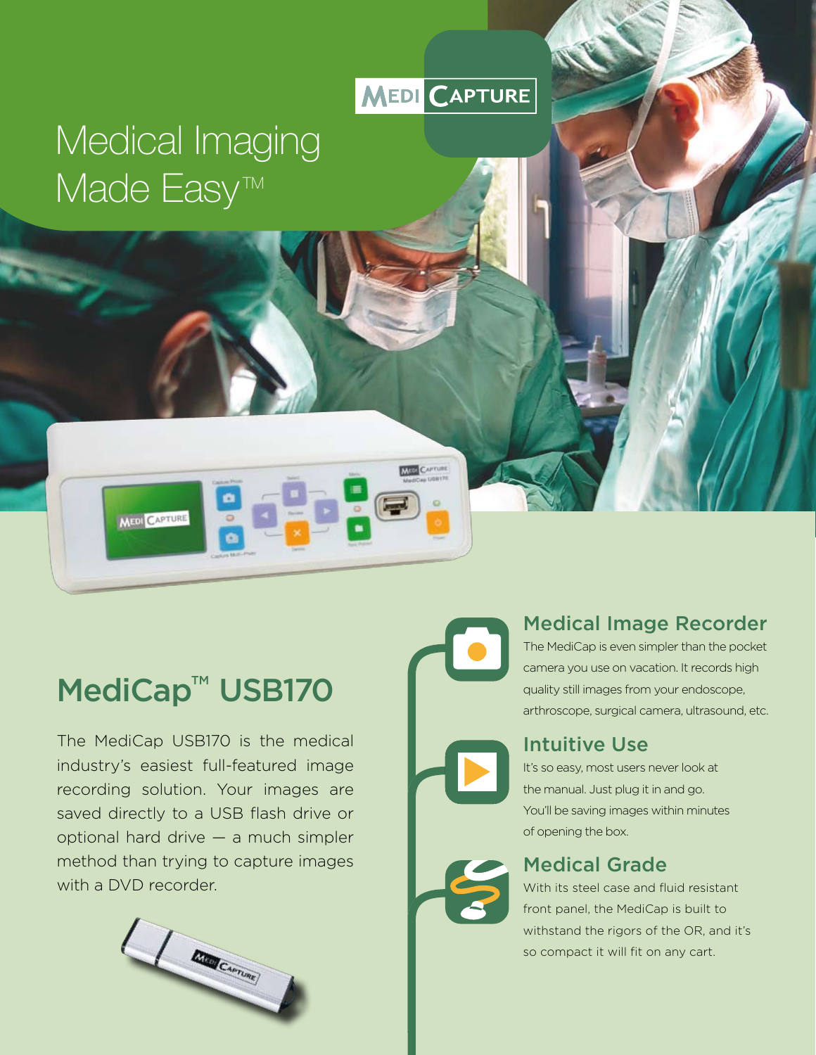MEDI CAPTURE

# Medical Imaging Made Easy™

## MediCap™ USB170

The MediCap USB170 is the medical industry's easiest full-featured image recording solution. Your images are saved directly to a USB flash drive or optional hard drive — a much simpler method than trying to capture images with a DVD recorder.

### Medical Image Recorder

The MediCap is even simpler than the pocket camera you use on vacation. It records high quality still images from your endoscope, arthroscope, surgical camera, ultrasound, etc.

### Intuitive Use

It's so easy, most users never look at the manual. Just plug it in and go. You'll be saving images within minutes of opening the box.

### Medical Grade

With its steel case and fluid resistant front panel, the MediCap is built to withstand the rigors of the OR, and it's so compact it will fit on any cart.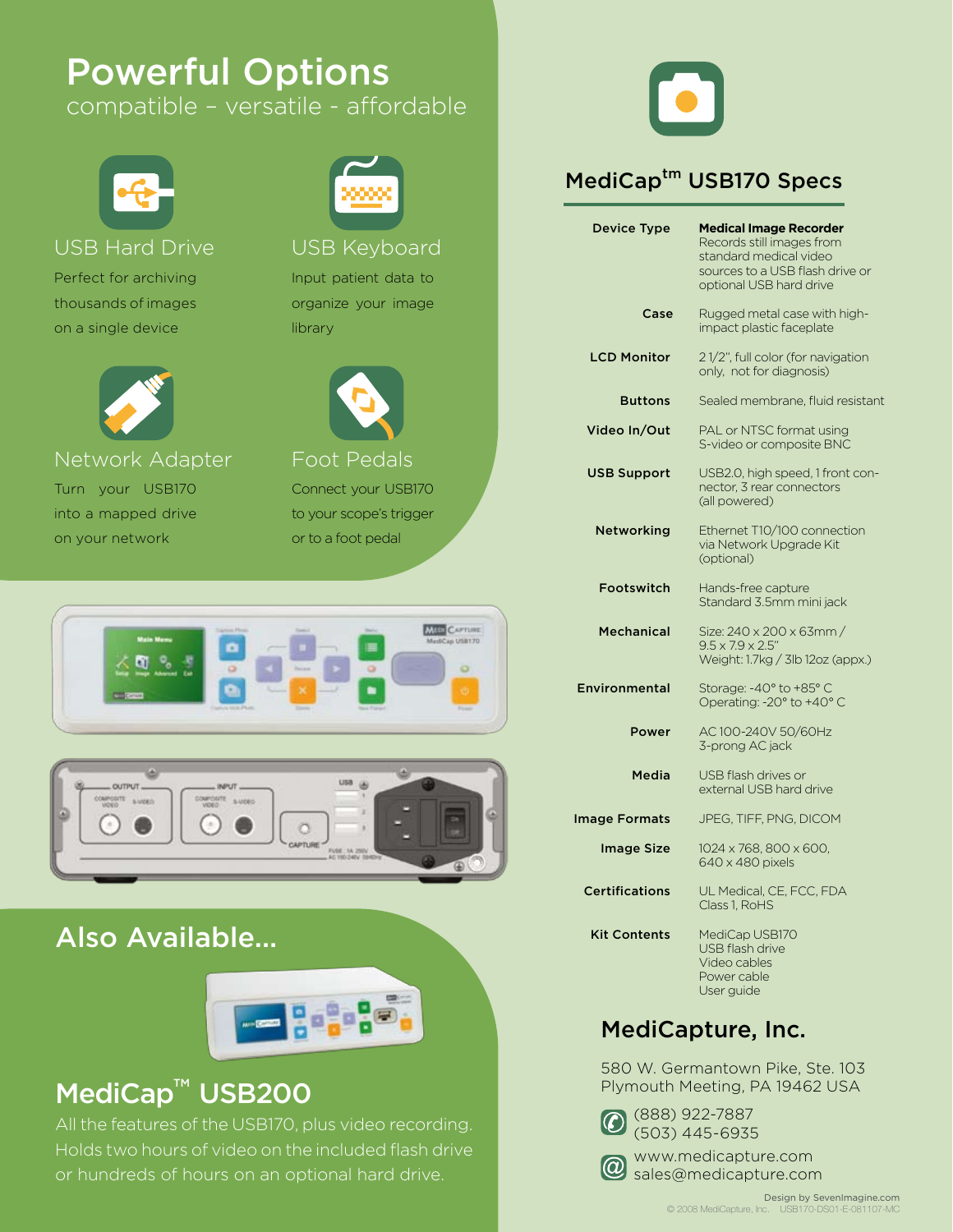# Powerful Options

compatible – versatile - affordable

### USB Hard Drive

Perfect for archiving thousands of images on a single device

### USB Keyboard

Input patient data to organize your image library

### Network Adapter

Turn your USB170 into a mapped drive on your network

### Foot Pedals

Connect your USB170 to your scope's trigger or to a foot pedal

## Also Available...

## MediCap™ USB200

All the features of the USB170, plus video recording. Holds two hours of video on the included flash drive or hundreds of hours on an optional hard drive.

## MediCap™ USB170 Specs

| | |
|---|---|
| **Device Type** | **Medical Image Recorder** Records still images from standard medical video sources to a USB flash drive or optional USB hard drive |
| **Case** | Rugged metal case with high-impact plastic faceplate |
| **LCD Monitor** | 2 1/2", full color (for navigation only, not for diagnosis) |
| **Buttons** | Sealed membrane, fluid resistant |
| **Video In/Out** | PAL or NTSC format using S-video or composite BNC |
| **USB Support** | USB2.0, high speed, 1 front connector, 3 rear connectors (all powered) |
| **Networking** | Ethernet T10/100 connection via Network Upgrade Kit (optional) |
| **Footswitch** | Hands-free capture Standard 3.5mm mini jack |
| **Mechanical** | Size: 240 x 200 x 63mm / 9.5 x 7.9 x 2.5" Weight: 1.7kg / 3lb 12oz (appx.) |
| **Environmental** | Storage: -40° to +85° C Operating: -20° to +40° C |
| **Power** | AC 100-240V 50/60Hz 3-prong AC jack |
| **Media** | USB flash drives or external USB hard drive |
| **Image Formats** | JPEG, TIFF, PNG, DICOM |
| **Image Size** | 1024 x 768, 800 x 600, 640 x 480 pixels |
| **Certifications** | UL Medical, CE, FCC, FDA Class 1, RoHS |
| **Kit Contents** | MediCap USB170 USB flash drive Video cables Power cable User guide |

## MediCapture, Inc.

580 W. Germantown Pike, Ste. 103
Plymouth Meeting, PA 19462 USA

(888) 922-7887
(503) 445-6935

www.medicapture.com
sales@medicapture.com

Design by SevenImagine.com
© 2008 MediCapture, Inc. USB170-DS01-E-081107-MC